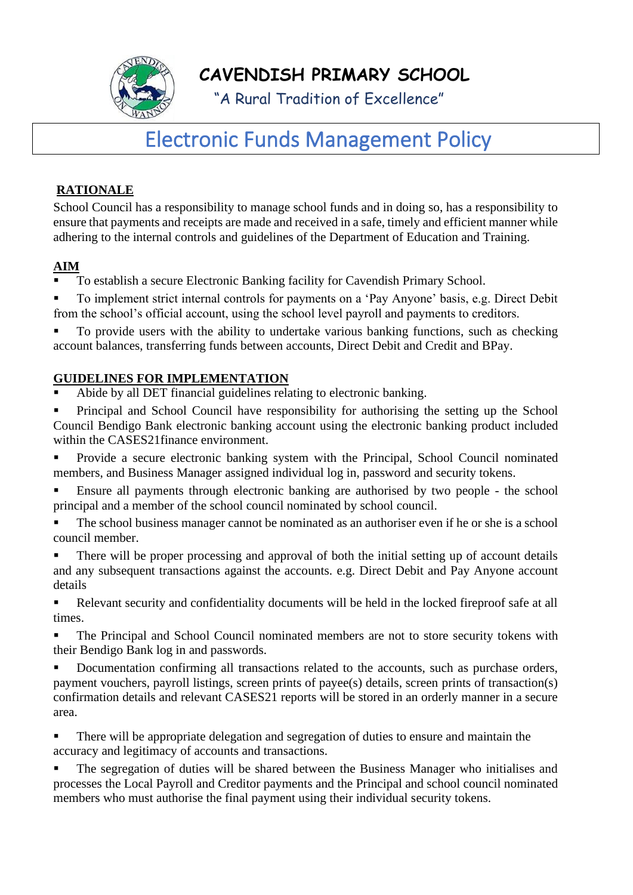# CAVENDISH PRIMARY SCHOOL

"A Rural Tradition of Excellence"

# Electronic Funds Management Policy

## RATIONALE

School Council has a responsibility to manage school funds and in doing so, has a responsibility to ensure that payments and receipts are made and received in a safe, timely and efficient manner while adhering to the internal controls and guidelines of the Department of Education and Training.

## AIM

- To establish a secure Electronic Banking facility for Cavendish Primary School.
- To implement strict internal controls for payments on a 'Pay Anyone' basis, e.g. Direct Debit from the school's official account, using the school level payroll and payments to creditors.
- To provide users with the ability to undertake various banking functions, such as checking account balances, transferring funds between accounts, Direct Debit and Credit and BPay.

## GUIDELINES FOR IMPLEMENTATION

- Abide by all DET financial guidelines relating to electronic banking.
- Principal and School Council have responsibility for authorising the setting up the School Council Bendigo Bank electronic banking account using the electronic banking product included within the CASES21finance environment.
- Provide a secure electronic banking system with the Principal, School Council nominated members, and Business Manager assigned individual log in, password and security tokens.
- Ensure all payments through electronic banking are authorised by two people - the school principal and a member of the school council nominated by school council.
- The school business manager cannot be nominated as an authoriser even if he or she is a school council member.
- There will be proper processing and approval of both the initial setting up of account details and any subsequent transactions against the accounts. e.g. Direct Debit and Pay Anyone account details
- Relevant security and confidentiality documents will be held in the locked fireproof safe at all times.
- The Principal and School Council nominated members are not to store security tokens with their Bendigo Bank log in and passwords.
- Documentation confirming all transactions related to the accounts, such as purchase orders, payment vouchers, payroll listings, screen prints of payee(s) details, screen prints of transaction(s) confirmation details and relevant CASES21 reports will be stored in an orderly manner in a secure area.
- There will be appropriate delegation and segregation of duties to ensure and maintain the accuracy and legitimacy of accounts and transactions.
- The segregation of duties will be shared between the Business Manager who initialises and processes the Local Payroll and Creditor payments and the Principal and school council nominated members who must authorise the final payment using their individual security tokens.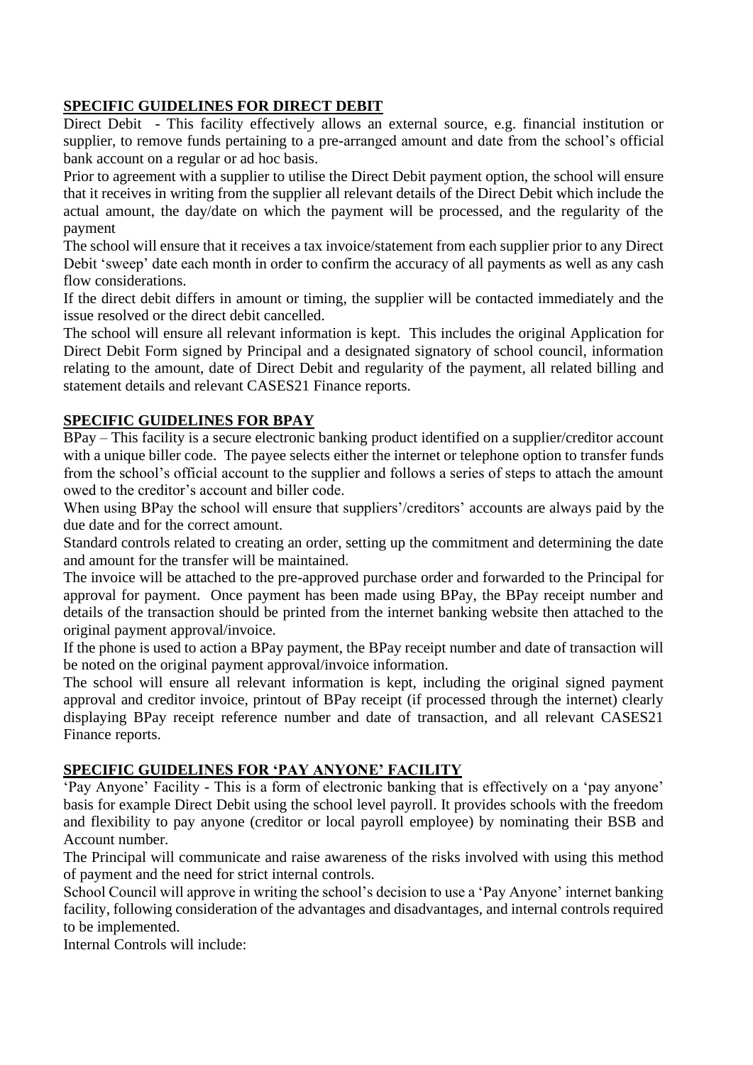## SPECIFIC GUIDELINES FOR DIRECT DEBIT

Direct Debit - This facility effectively allows an external source, e.g. financial institution or supplier, to remove funds pertaining to a pre-arranged amount and date from the school's official bank account on a regular or ad hoc basis.

Prior to agreement with a supplier to utilise the Direct Debit payment option, the school will ensure that it receives in writing from the supplier all relevant details of the Direct Debit which include the actual amount, the day/date on which the payment will be processed, and the regularity of the payment

The school will ensure that it receives a tax invoice/statement from each supplier prior to any Direct Debit 'sweep' date each month in order to confirm the accuracy of all payments as well as any cash flow considerations.

If the direct debit differs in amount or timing, the supplier will be contacted immediately and the issue resolved or the direct debit cancelled.

The school will ensure all relevant information is kept. This includes the original Application for Direct Debit Form signed by Principal and a designated signatory of school council, information relating to the amount, date of Direct Debit and regularity of the payment, all related billing and statement details and relevant CASES21 Finance reports.

## SPECIFIC GUIDELINES FOR BPAY

BPay – This facility is a secure electronic banking product identified on a supplier/creditor account with a unique biller code. The payee selects either the internet or telephone option to transfer funds from the school's official account to the supplier and follows a series of steps to attach the amount owed to the creditor's account and biller code.

When using BPay the school will ensure that suppliers'/creditors' accounts are always paid by the due date and for the correct amount.

Standard controls related to creating an order, setting up the commitment and determining the date and amount for the transfer will be maintained.

The invoice will be attached to the pre-approved purchase order and forwarded to the Principal for approval for payment. Once payment has been made using BPay, the BPay receipt number and details of the transaction should be printed from the internet banking website then attached to the original payment approval/invoice.

If the phone is used to action a BPay payment, the BPay receipt number and date of transaction will be noted on the original payment approval/invoice information.

The school will ensure all relevant information is kept, including the original signed payment approval and creditor invoice, printout of BPay receipt (if processed through the internet) clearly displaying BPay receipt reference number and date of transaction, and all relevant CASES21 Finance reports.

## SPECIFIC GUIDELINES FOR 'PAY ANYONE' FACILITY

'Pay Anyone' Facility - This is a form of electronic banking that is effectively on a 'pay anyone' basis for example Direct Debit using the school level payroll. It provides schools with the freedom and flexibility to pay anyone (creditor or local payroll employee) by nominating their BSB and Account number.

The Principal will communicate and raise awareness of the risks involved with using this method of payment and the need for strict internal controls.

School Council will approve in writing the school's decision to use a 'Pay Anyone' internet banking facility, following consideration of the advantages and disadvantages, and internal controls required to be implemented.

Internal Controls will include: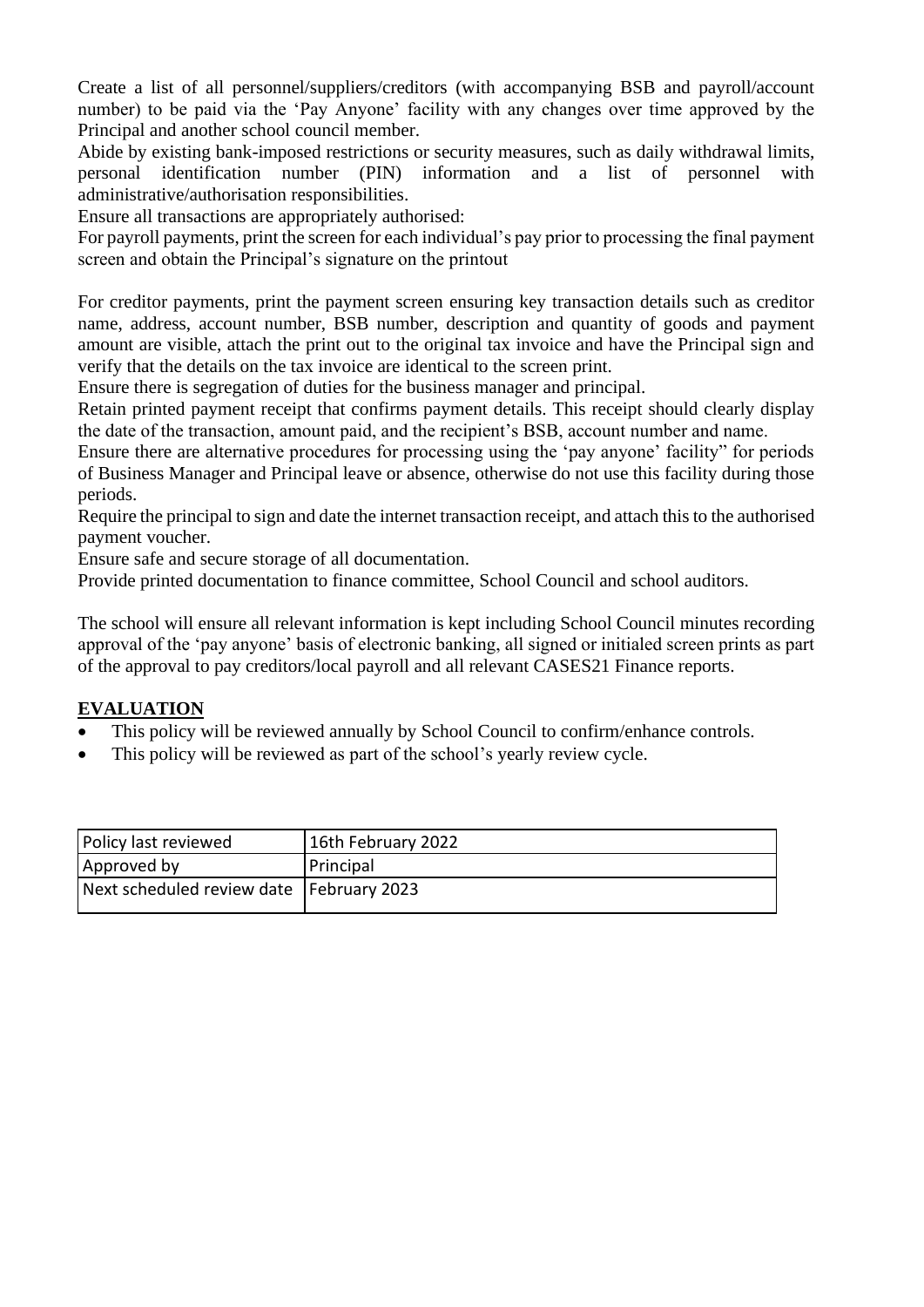Create a list of all personnel/suppliers/creditors (with accompanying BSB and payroll/account number) to be paid via the 'Pay Anyone' facility with any changes over time approved by the Principal and another school council member.

Abide by existing bank-imposed restrictions or security measures, such as daily withdrawal limits, personal identification number (PIN) information and a list of personnel with administrative/authorisation responsibilities.

Ensure all transactions are appropriately authorised:

For payroll payments, print the screen for each individual's pay prior to processing the final payment screen and obtain the Principal's signature on the printout

For creditor payments, print the payment screen ensuring key transaction details such as creditor name, address, account number, BSB number, description and quantity of goods and payment amount are visible, attach the print out to the original tax invoice and have the Principal sign and verify that the details on the tax invoice are identical to the screen print.

Ensure there is segregation of duties for the business manager and principal.

Retain printed payment receipt that confirms payment details. This receipt should clearly display the date of the transaction, amount paid, and the recipient's BSB, account number and name.

Ensure there are alternative procedures for processing using the 'pay anyone' facility" for periods of Business Manager and Principal leave or absence, otherwise do not use this facility during those periods.

Require the principal to sign and date the internet transaction receipt, and attach this to the authorised payment voucher.

Ensure safe and secure storage of all documentation.

Provide printed documentation to finance committee, School Council and school auditors.

The school will ensure all relevant information is kept including School Council minutes recording approval of the 'pay anyone' basis of electronic banking, all signed or initialed screen prints as part of the approval to pay creditors/local payroll and all relevant CASES21 Finance reports.

## EVALUATION

- This policy will be reviewed annually by School Council to confirm/enhance controls.
- This policy will be reviewed as part of the school's yearly review cycle.

| | |
|---|---|
| Policy last reviewed | 16th February 2022 |
| Approved by | Principal |
| Next scheduled review date | February 2023 |